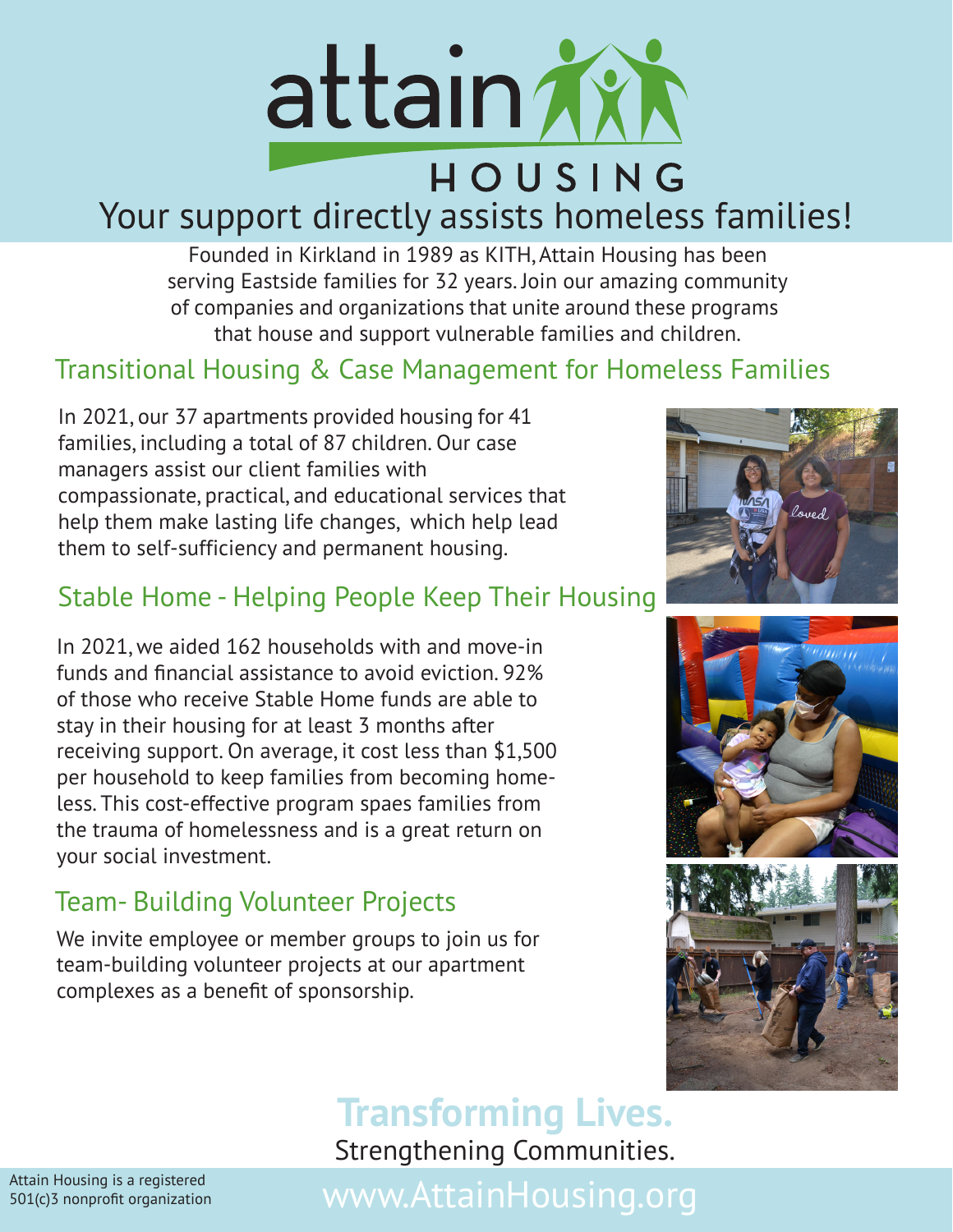# attain HOUSING

## Your support directly assists homeless families!

Founded in Kirkland in 1989 as KITH, Attain Housing has been serving Eastside families for 32 years. Join our amazing community of companies and organizations that unite around these programs that house and support vulnerable families and children.

### Transitional Housing & Case Management for Homeless Families

In 2021, our 37 apartments provided housing for 41 families, including a total of 87 children. Our case managers assist our client families with compassionate, practical, and educational services that help them make lasting life changes, which help lead them to self-sufficiency and permanent housing.

### Stable Home - Helping People Keep Their Housing

In 2021, we aided 162 households with and move-in funds and financial assistance to avoid eviction. 92% of those who receive Stable Home funds are able to stay in their housing for at least 3 months after receiving support. On average, it cost less than $1,500 per household to keep families from becoming homeless. This cost-effective program spaes families from the trauma of homelessness and is a great return on your social investment.

### Team- Building Volunteer Projects

We invite employee or member groups to join us for team-building volunteer projects at our apartment complexes as a benefit of sponsorship.

**Transforming Lives.**
Strengthening Communities.

Attain Housing is a registered 501(c)3 nonprofit organization

www.AttainHousing.org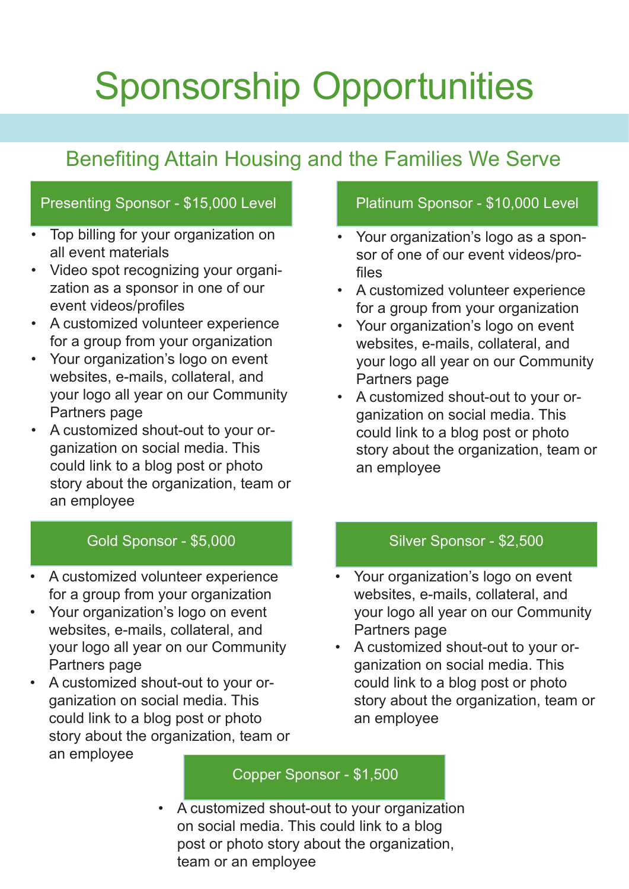# Sponsorship Opportunities

## Benefiting Attain Housing and the Families We Serve

### Presenting Sponsor - $15,000 Level

- Top billing for your organization on all event materials
- Video spot recognizing your organization as a sponsor in one of our event videos/profiles
- A customized volunteer experience for a group from your organization
- Your organization's logo on event websites, e-mails, collateral, and your logo all year on our Community Partners page
- A customized shout-out to your organization on social media. This could link to a blog post or photo story about the organization, team or an employee

### Platinum Sponsor - $10,000 Level

- Your organization's logo as a sponsor of one of our event videos/profiles
- A customized volunteer experience for a group from your organization
- Your organization's logo on event websites, e-mails, collateral, and your logo all year on our Community Partners page
- A customized shout-out to your organization on social media. This could link to a blog post or photo story about the organization, team or an employee

### Gold Sponsor - $5,000

- A customized volunteer experience for a group from your organization
- Your organization's logo on event websites, e-mails, collateral, and your logo all year on our Community Partners page
- A customized shout-out to your organization on social media. This could link to a blog post or photo story about the organization, team or an employee

### Silver Sponsor - $2,500

- Your organization's logo on event websites, e-mails, collateral, and your logo all year on our Community Partners page
- A customized shout-out to your organization on social media. This could link to a blog post or photo story about the organization, team or an employee

### Copper Sponsor - $1,500

- A customized shout-out to your organization on social media. This could link to a blog post or photo story about the organization, team or an employee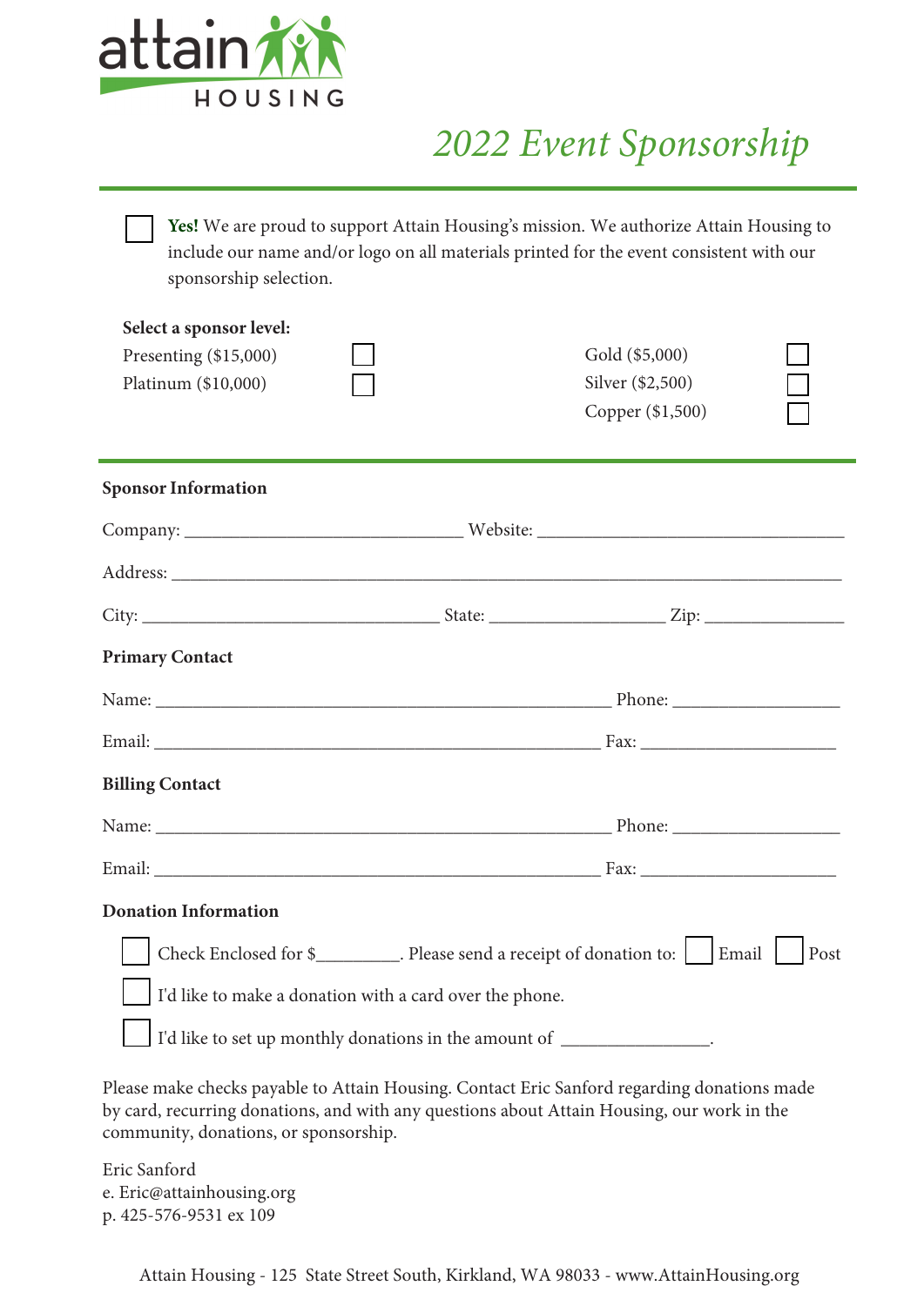attain HOUSING

# *2022 Event Sponsorship*

☐ **Yes!** We are proud to support Attain Housing's mission. We authorize Attain Housing to include our name and/or logo on all materials printed for the event consistent with our sponsorship selection.

**Select a sponsor level:**

| | | | |
|---|---|---|---|
| Presenting ($15,000) | ☐ | Gold ($5,000) | ☐ |
| Platinum ($10,000) | ☐ | Silver ($2,500) | ☐ |
| | | Copper ($1,500) | ☐ |

### Sponsor Information

Company: ______________________________ Website: ________________________________

Address: ______________________________________________________________________

City: ________________________________ State: __________________ Zip: ______________

### Primary Contact

Name: _________________________________________________ Phone: __________________

Email: _______________________________________________ Fax: _____________________

### Billing Contact

Name: _________________________________________________ Phone: __________________

Email: _______________________________________________ Fax: _____________________

### Donation Information

☐ Check Enclosed for $_________. Please send a receipt of donation to: ☐ Email ☐ Post

☐ I'd like to make a donation with a card over the phone.

☐ I'd like to set up monthly donations in the amount of _______________.

Please make checks payable to Attain Housing. Contact Eric Sanford regarding donations made by card, recurring donations, and with any questions about Attain Housing, our work in the community, donations, or sponsorship.

Eric Sanford
e. Eric@attainhousing.org
p. 425-576-9531 ex 109

Attain Housing - 125 State Street South, Kirkland, WA 98033 - www.AttainHousing.org